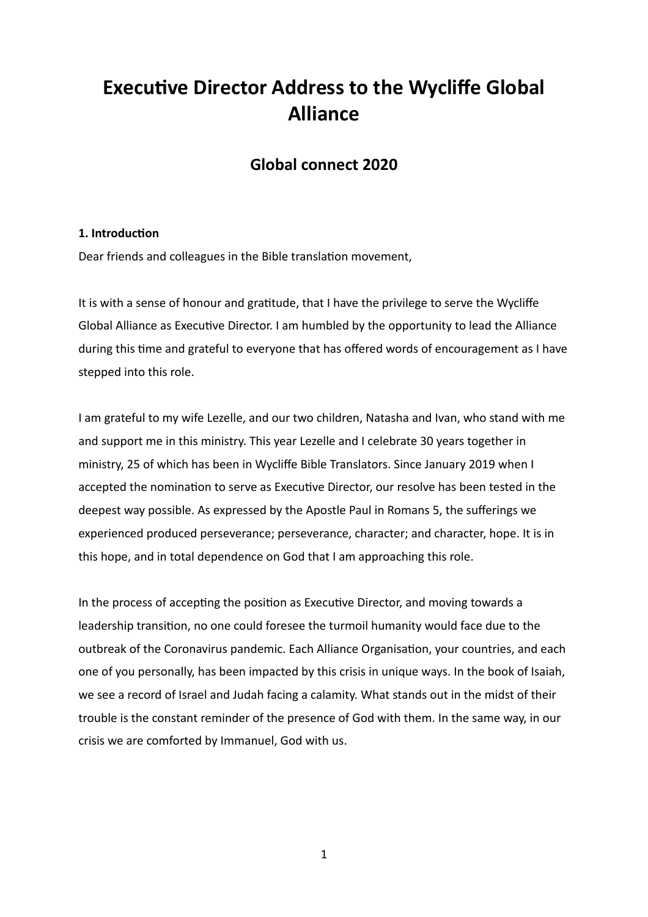# Executive Director Address to the Wycliffe Global Alliance

## Global connect 2020

**1. Introduction**

Dear friends and colleagues in the Bible translation movement,

It is with a sense of honour and gratitude, that I have the privilege to serve the Wycliffe Global Alliance as Executive Director. I am humbled by the opportunity to lead the Alliance during this time and grateful to everyone that has offered words of encouragement as I have stepped into this role.

I am grateful to my wife Lezelle, and our two children, Natasha and Ivan, who stand with me and support me in this ministry. This year Lezelle and I celebrate 30 years together in ministry, 25 of which has been in Wycliffe Bible Translators. Since January 2019 when I accepted the nomination to serve as Executive Director, our resolve has been tested in the deepest way possible. As expressed by the Apostle Paul in Romans 5, the sufferings we experienced produced perseverance; perseverance, character; and character, hope. It is in this hope, and in total dependence on God that I am approaching this role.

In the process of accepting the position as Executive Director, and moving towards a leadership transition, no one could foresee the turmoil humanity would face due to the outbreak of the Coronavirus pandemic. Each Alliance Organisation, your countries, and each one of you personally, has been impacted by this crisis in unique ways. In the book of Isaiah, we see a record of Israel and Judah facing a calamity. What stands out in the midst of their trouble is the constant reminder of the presence of God with them. In the same way, in our crisis we are comforted by Immanuel, God with us.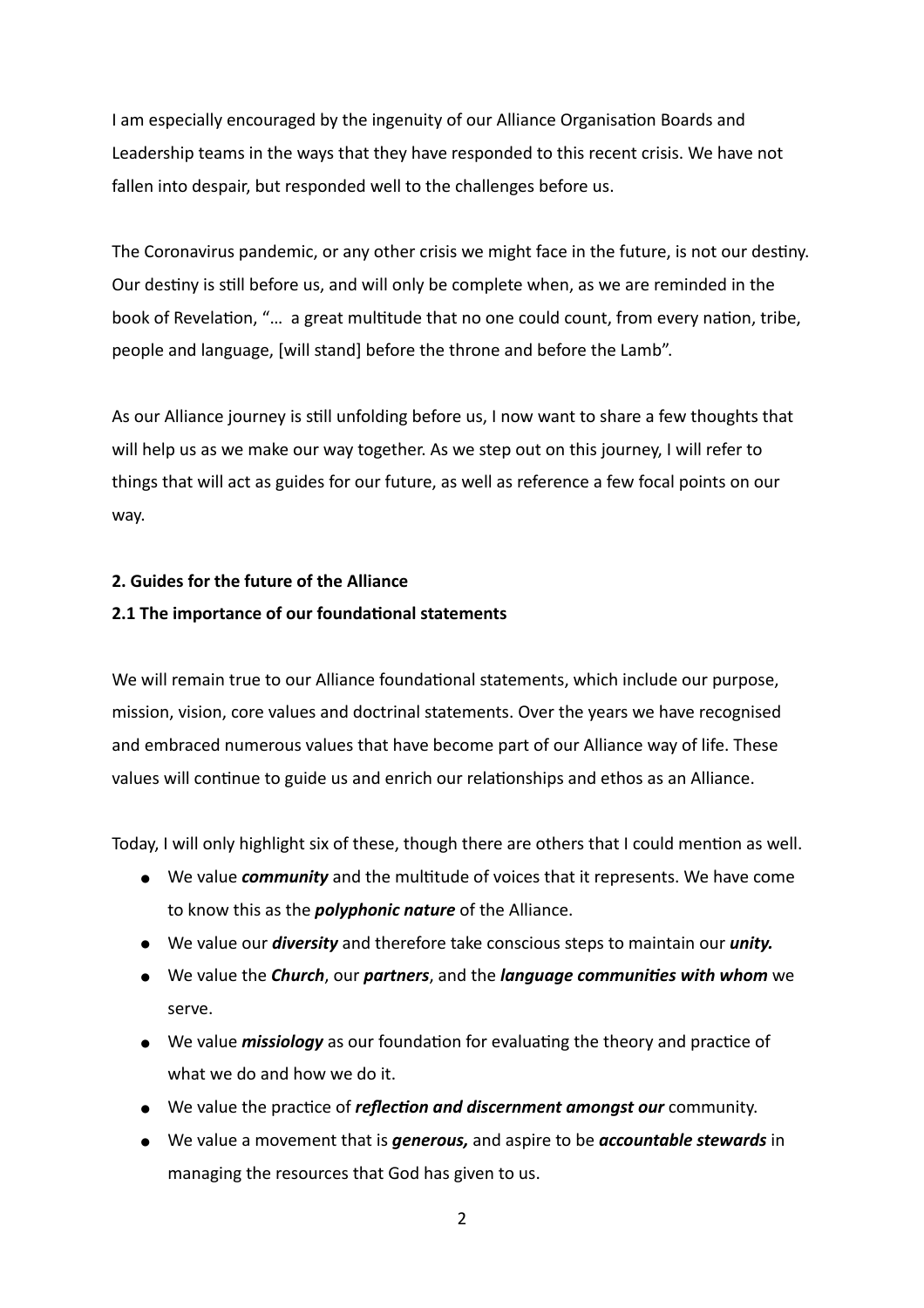I am especially encouraged by the ingenuity of our Alliance Organisation Boards and Leadership teams in the ways that they have responded to this recent crisis. We have not fallen into despair, but responded well to the challenges before us.

The Coronavirus pandemic, or any other crisis we might face in the future, is not our destiny. Our destiny is still before us, and will only be complete when, as we are reminded in the book of Revelation, "… a great multitude that no one could count, from every nation, tribe, people and language, [will stand] before the throne and before the Lamb".

As our Alliance journey is still unfolding before us, I now want to share a few thoughts that will help us as we make our way together. As we step out on this journey, I will refer to things that will act as guides for our future, as well as reference a few focal points on our way.

## 2. Guides for the future of the Alliance

### 2.1 The importance of our foundational statements

We will remain true to our Alliance foundational statements, which include our purpose, mission, vision, core values and doctrinal statements. Over the years we have recognised and embraced numerous values that have become part of our Alliance way of life. These values will continue to guide us and enrich our relationships and ethos as an Alliance.

Today, I will only highlight six of these, though there are others that I could mention as well.

- We value ***community*** and the multitude of voices that it represents. We have come to know this as the ***polyphonic nature*** of the Alliance.
- We value our ***diversity*** and therefore take conscious steps to maintain our ***unity.***
- We value the ***Church***, our ***partners***, and the ***language communities with whom*** we serve.
- We value ***missiology*** as our foundation for evaluating the theory and practice of what we do and how we do it.
- We value the practice of ***reflection and discernment amongst our*** community.
- We value a movement that is ***generous,*** and aspire to be ***accountable stewards*** in managing the resources that God has given to us.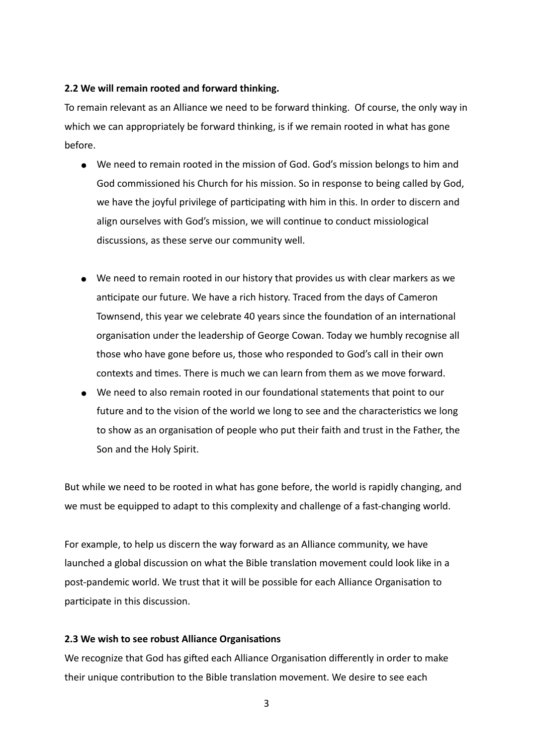**2.2 We will remain rooted and forward thinking.**

To remain relevant as an Alliance we need to be forward thinking.  Of course, the only way in which we can appropriately be forward thinking, is if we remain rooted in what has gone before.

- We need to remain rooted in the mission of God. God's mission belongs to him and God commissioned his Church for his mission. So in response to being called by God, we have the joyful privilege of participating with him in this. In order to discern and align ourselves with God's mission, we will continue to conduct missiological discussions, as these serve our community well.

- We need to remain rooted in our history that provides us with clear markers as we anticipate our future. We have a rich history. Traced from the days of Cameron Townsend, this year we celebrate 40 years since the foundation of an international organisation under the leadership of George Cowan. Today we humbly recognise all those who have gone before us, those who responded to God's call in their own contexts and times. There is much we can learn from them as we move forward.
- We need to also remain rooted in our foundational statements that point to our future and to the vision of the world we long to see and the characteristics we long to show as an organisation of people who put their faith and trust in the Father, the Son and the Holy Spirit.

But while we need to be rooted in what has gone before, the world is rapidly changing, and we must be equipped to adapt to this complexity and challenge of a fast-changing world.

For example, to help us discern the way forward as an Alliance community, we have launched a global discussion on what the Bible translation movement could look like in a post-pandemic world. We trust that it will be possible for each Alliance Organisation to participate in this discussion.

**2.3 We wish to see robust Alliance Organisations**

We recognize that God has gifted each Alliance Organisation differently in order to make their unique contribution to the Bible translation movement. We desire to see each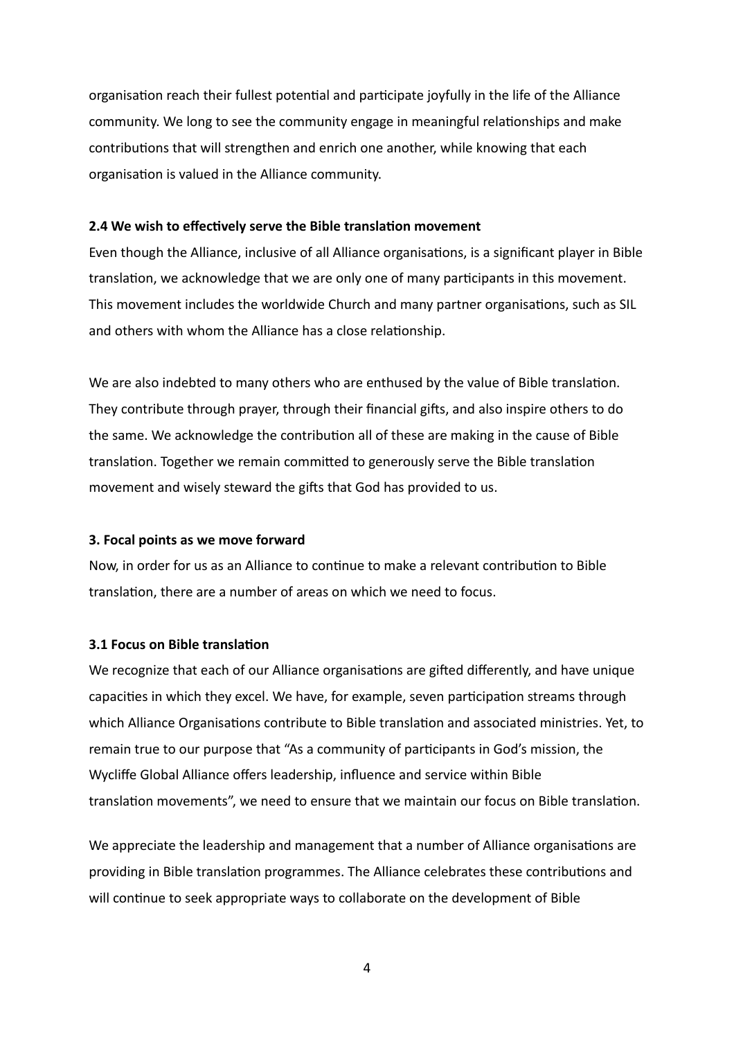organisation reach their fullest potential and participate joyfully in the life of the Alliance community. We long to see the community engage in meaningful relationships and make contributions that will strengthen and enrich one another, while knowing that each organisation is valued in the Alliance community.

### 2.4 We wish to effectively serve the Bible translation movement

Even though the Alliance, inclusive of all Alliance organisations, is a significant player in Bible translation, we acknowledge that we are only one of many participants in this movement. This movement includes the worldwide Church and many partner organisations, such as SIL and others with whom the Alliance has a close relationship.

We are also indebted to many others who are enthused by the value of Bible translation. They contribute through prayer, through their financial gifts, and also inspire others to do the same. We acknowledge the contribution all of these are making in the cause of Bible translation. Together we remain committed to generously serve the Bible translation movement and wisely steward the gifts that God has provided to us.

## 3. Focal points as we move forward

Now, in order for us as an Alliance to continue to make a relevant contribution to Bible translation, there are a number of areas on which we need to focus.

### 3.1 Focus on Bible translation

We recognize that each of our Alliance organisations are gifted differently, and have unique capacities in which they excel. We have, for example, seven participation streams through which Alliance Organisations contribute to Bible translation and associated ministries. Yet, to remain true to our purpose that "As a community of participants in God's mission, the Wycliffe Global Alliance offers leadership, influence and service within Bible translation movements", we need to ensure that we maintain our focus on Bible translation.

We appreciate the leadership and management that a number of Alliance organisations are providing in Bible translation programmes. The Alliance celebrates these contributions and will continue to seek appropriate ways to collaborate on the development of Bible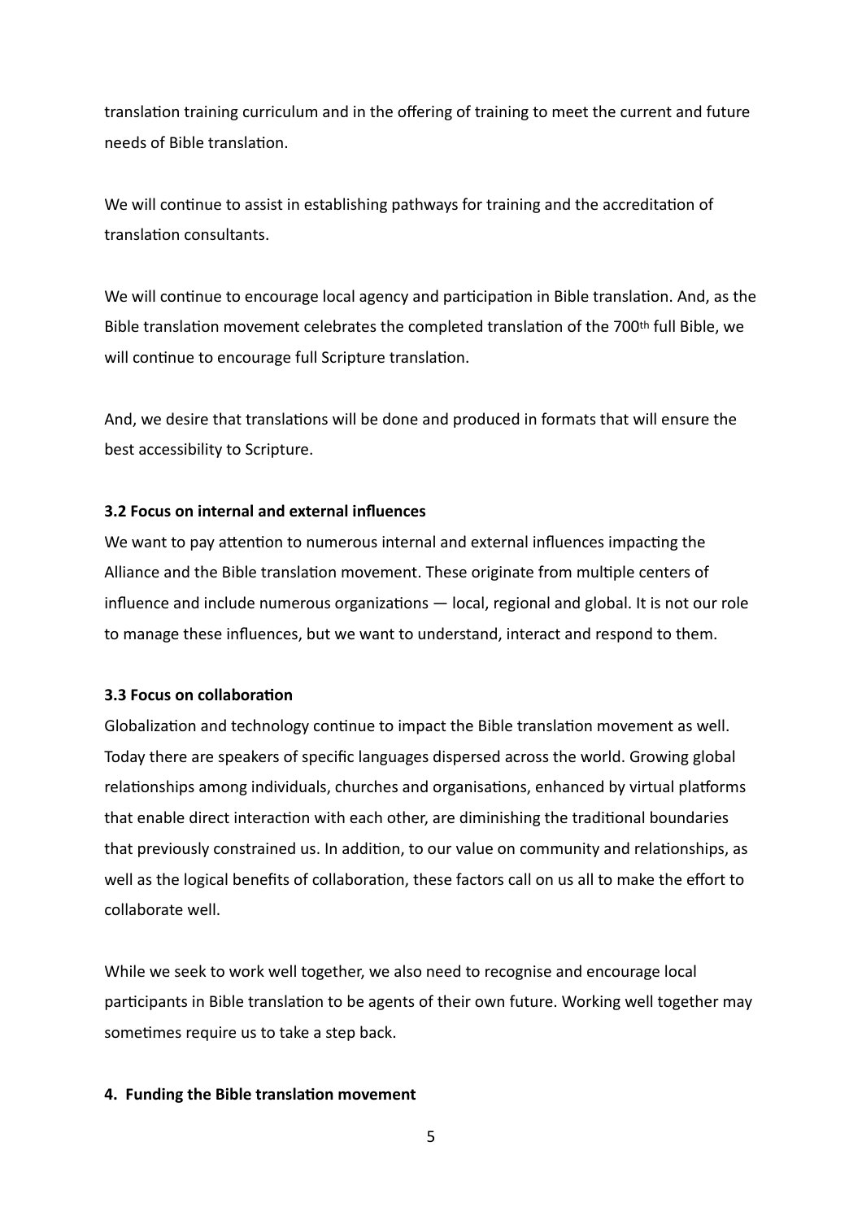translation training curriculum and in the offering of training to meet the current and future needs of Bible translation.

We will continue to assist in establishing pathways for training and the accreditation of translation consultants.

We will continue to encourage local agency and participation in Bible translation. And, as the Bible translation movement celebrates the completed translation of the 700th full Bible, we will continue to encourage full Scripture translation.

And, we desire that translations will be done and produced in formats that will ensure the best accessibility to Scripture.

**3.2 Focus on internal and external influences**

We want to pay attention to numerous internal and external influences impacting the Alliance and the Bible translation movement. These originate from multiple centers of influence and include numerous organizations — local, regional and global. It is not our role to manage these influences, but we want to understand, interact and respond to them.

**3.3 Focus on collaboration**

Globalization and technology continue to impact the Bible translation movement as well. Today there are speakers of specific languages dispersed across the world. Growing global relationships among individuals, churches and organisations, enhanced by virtual platforms that enable direct interaction with each other, are diminishing the traditional boundaries that previously constrained us. In addition, to our value on community and relationships, as well as the logical benefits of collaboration, these factors call on us all to make the effort to collaborate well.

While we seek to work well together, we also need to recognise and encourage local participants in Bible translation to be agents of their own future. Working well together may sometimes require us to take a step back.

**4. Funding the Bible translation movement**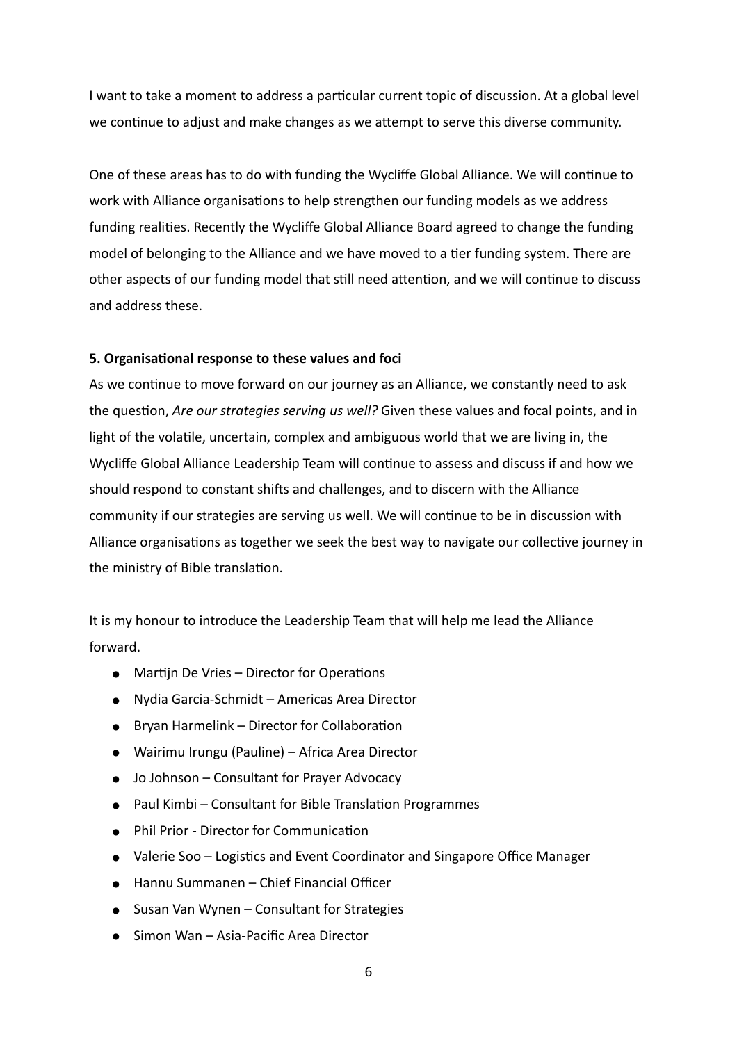I want to take a moment to address a particular current topic of discussion. At a global level we continue to adjust and make changes as we attempt to serve this diverse community.

One of these areas has to do with funding the Wycliffe Global Alliance. We will continue to work with Alliance organisations to help strengthen our funding models as we address funding realities. Recently the Wycliffe Global Alliance Board agreed to change the funding model of belonging to the Alliance and we have moved to a tier funding system. There are other aspects of our funding model that still need attention, and we will continue to discuss and address these.

**5. Organisational response to these values and foci**

As we continue to move forward on our journey as an Alliance, we constantly need to ask the question, *Are our strategies serving us well?* Given these values and focal points, and in light of the volatile, uncertain, complex and ambiguous world that we are living in, the Wycliffe Global Alliance Leadership Team will continue to assess and discuss if and how we should respond to constant shifts and challenges, and to discern with the Alliance community if our strategies are serving us well. We will continue to be in discussion with Alliance organisations as together we seek the best way to navigate our collective journey in the ministry of Bible translation.

It is my honour to introduce the Leadership Team that will help me lead the Alliance forward.

- Martijn De Vries – Director for Operations
- Nydia Garcia-Schmidt – Americas Area Director
- Bryan Harmelink – Director for Collaboration
- Wairimu Irungu (Pauline) – Africa Area Director
- Jo Johnson – Consultant for Prayer Advocacy
- Paul Kimbi – Consultant for Bible Translation Programmes
- Phil Prior - Director for Communication
- Valerie Soo – Logistics and Event Coordinator and Singapore Office Manager
- Hannu Summanen – Chief Financial Officer
- Susan Van Wynen – Consultant for Strategies
- Simon Wan – Asia-Pacific Area Director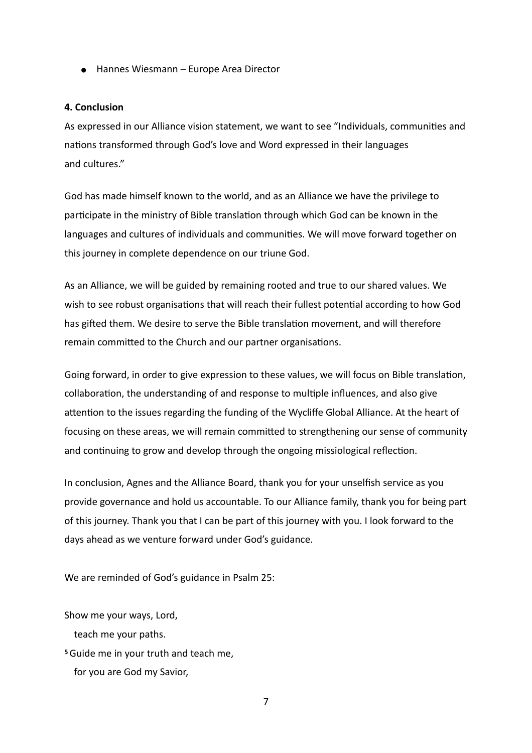- Hannes Wiesmann – Europe Area Director

**4. Conclusion**

As expressed in our Alliance vision statement, we want to see "Individuals, communities and nations transformed through God's love and Word expressed in their languages and cultures."

God has made himself known to the world, and as an Alliance we have the privilege to participate in the ministry of Bible translation through which God can be known in the languages and cultures of individuals and communities. We will move forward together on this journey in complete dependence on our triune God.

As an Alliance, we will be guided by remaining rooted and true to our shared values. We wish to see robust organisations that will reach their fullest potential according to how God has gifted them. We desire to serve the Bible translation movement, and will therefore remain committed to the Church and our partner organisations.

Going forward, in order to give expression to these values, we will focus on Bible translation, collaboration, the understanding of and response to multiple influences, and also give attention to the issues regarding the funding of the Wycliffe Global Alliance. At the heart of focusing on these areas, we will remain committed to strengthening our sense of community and continuing to grow and develop through the ongoing missiological reflection.

In conclusion, Agnes and the Alliance Board, thank you for your unselfish service as you provide governance and hold us accountable. To our Alliance family, thank you for being part of this journey. Thank you that I can be part of this journey with you. I look forward to the days ahead as we venture forward under God's guidance.

We are reminded of God's guidance in Psalm 25:

Show me your ways, Lord,
  teach me your paths.
[5] Guide me in your truth and teach me,
  for you are God my Savior,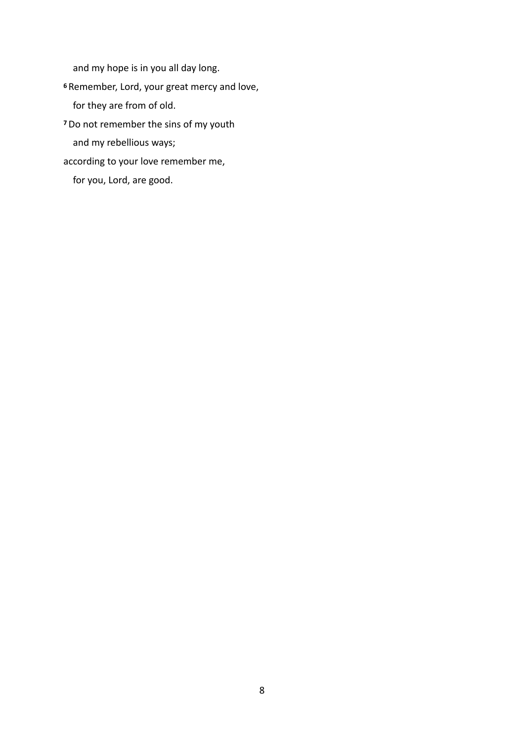and my hope is in you all day long.

[6] Remember, Lord, your great mercy and love,

for they are from of old.

[7] Do not remember the sins of my youth

and my rebellious ways;

according to your love remember me,

for you, Lord, are good.